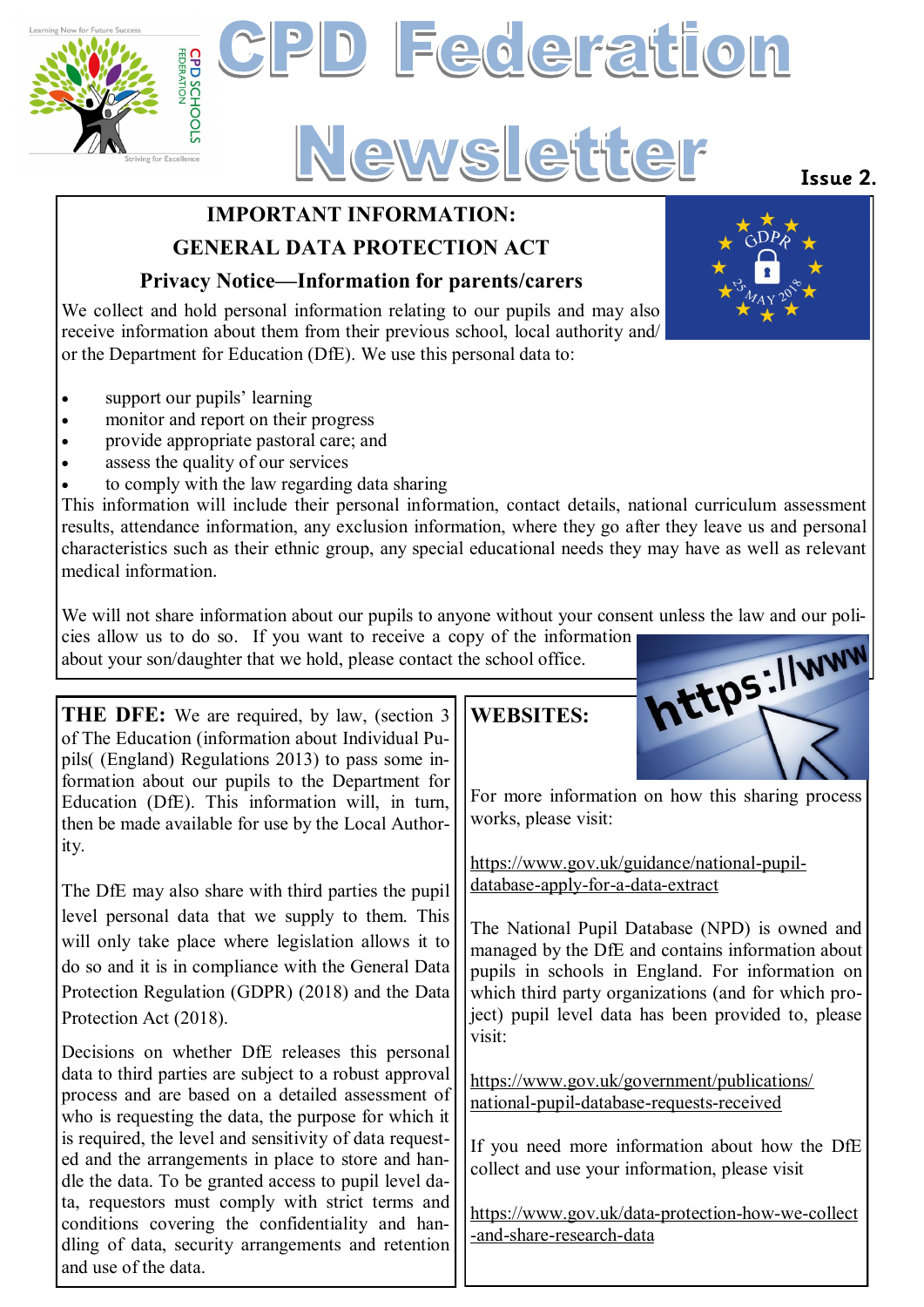# CPD Federation Newsletter

Issue 2.

## IMPORTANT INFORMATION: GENERAL DATA PROTECTION ACT

### Privacy Notice—Information for parents/carers

We collect and hold personal information relating to our pupils and may also receive information about them from their previous school, local authority and/or the Department for Education (DfE). We use this personal data to:

- support our pupils' learning
- monitor and report on their progress
- provide appropriate pastoral care; and
- assess the quality of our services
- to comply with the law regarding data sharing

This information will include their personal information, contact details, national curriculum assessment results, attendance information, any exclusion information, where they go after they leave us and personal characteristics such as their ethnic group, any special educational needs they may have as well as relevant medical information.

We will not share information about our pupils to anyone without your consent unless the law and our policies allow us to do so. If you want to receive a copy of the information about your son/daughter that we hold, please contact the school office.

**THE DFE:** We are required, by law, (section 3 of The Education (information about Individual Pupils( (England) Regulations 2013) to pass some information about our pupils to the Department for Education (DfE). This information will, in turn, then be made available for use by the Local Authority.

The DfE may also share with third parties the pupil level personal data that we supply to them. This will only take place where legislation allows it to do so and it is in compliance with the General Data Protection Regulation (GDPR) (2018) and the Data Protection Act (2018).

Decisions on whether DfE releases this personal data to third parties are subject to a robust approval process and are based on a detailed assessment of who is requesting the data, the purpose for which it is required, the level and sensitivity of data requested and the arrangements in place to store and handle the data. To be granted access to pupil level data, requestors must comply with strict terms and conditions covering the confidentiality and handling of data, security arrangements and retention and use of the data.

**WEBSITES:**

For more information on how this sharing process works, please visit:

https://www.gov.uk/guidance/national-pupil-database-apply-for-a-data-extract

The National Pupil Database (NPD) is owned and managed by the DfE and contains information about pupils in schools in England. For information on which third party organizations (and for which project) pupil level data has been provided to, please visit:

https://www.gov.uk/government/publications/national-pupil-database-requests-received

If you need more information about how the DfE collect and use your information, please visit

https://www.gov.uk/data-protection-how-we-collect-and-share-research-data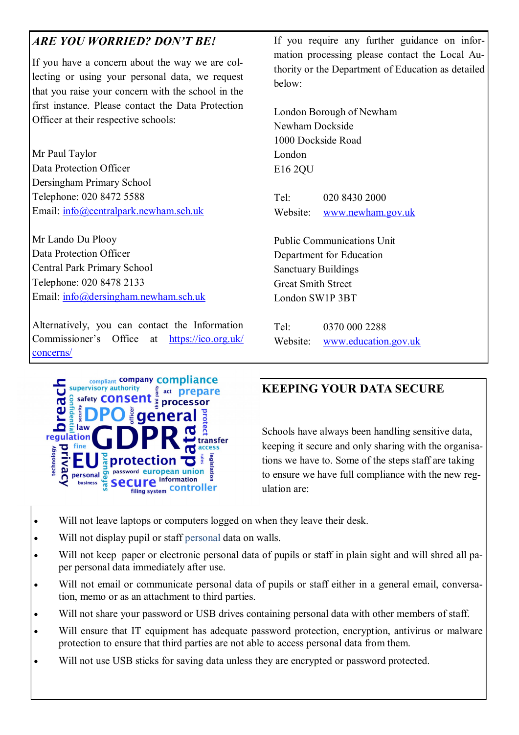## *ARE YOU WORRIED? DON'T BE!*

If you have a concern about the way we are collecting or using your personal data, we request that you raise your concern with the school in the first instance. Please contact the Data Protection Officer at their respective schools:

Mr Paul Taylor
Data Protection Officer
Dersingham Primary School
Telephone: 020 8472 5588
Email: info@centralpark.newham.sch.uk

Mr Lando Du Plooy
Data Protection Officer
Central Park Primary School
Telephone: 020 8478 2133
Email: info@dersingham.newham.sch.uk

Alternatively, you can contact the Information Commissioner's Office at https://ico.org.uk/concerns/

If you require any further guidance on information processing please contact the Local Authority or the Department of Education as detailed below:

London Borough of Newham
Newham Dockside
1000 Dockside Road
London
E16 2QU

Tel: 020 8430 2000
Website: www.newham.gov.uk

Public Communications Unit
Department for Education
Sanctuary Buildings
Great Smith Street
London SW1P 3BT

Tel: 0370 000 2288
Website: www.education.gov.uk

## KEEPING YOUR DATA SECURE

Schools have always been handling sensitive data, keeping it secure and only sharing with the organisations we have to. Some of the steps staff are taking to ensure we have full compliance with the new regulation are:

- Will not leave laptops or computers logged on when they leave their desk.
- Will not display pupil or staff personal data on walls.
- Will not keep paper or electronic personal data of pupils or staff in plain sight and will shred all paper personal data immediately after use.
- Will not email or communicate personal data of pupils or staff either in a general email, conversation, memo or as an attachment to third parties.
- Will not share your password or USB drives containing personal data with other members of staff.
- Will ensure that IT equipment has adequate password protection, encryption, antivirus or malware protection to ensure that third parties are not able to access personal data from them.
- Will not use USB sticks for saving data unless they are encrypted or password protected.